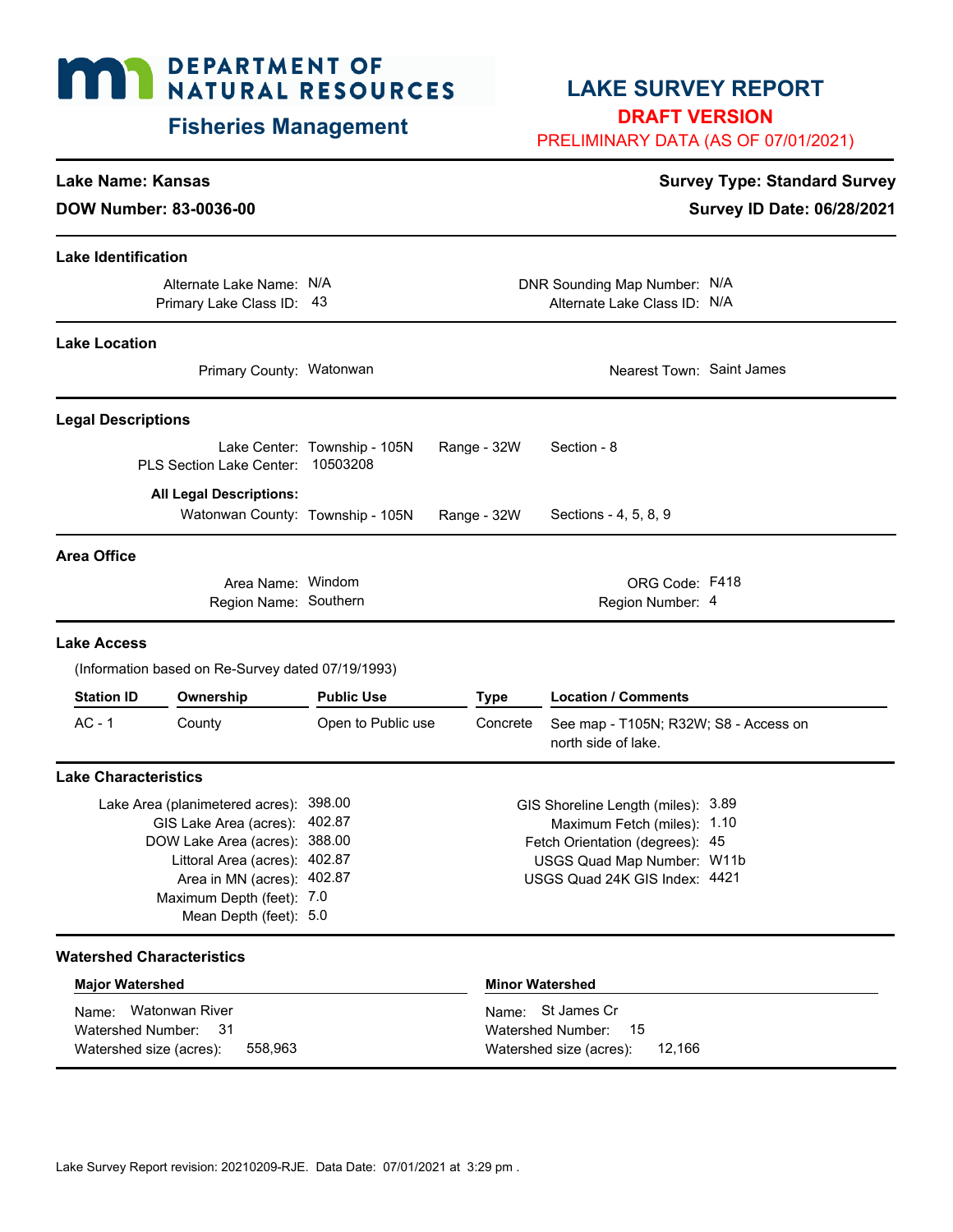# DEPARTMENT OF NATURAL RESOURCES

## Fisheries Management

# LAKE SURVEY REPORT

**DRAFT VERSION**

PRELIMINARY DATA (AS OF 07/01/2021)

**Lake Name: Kansas**

**DOW Number: 83-0036-00**

**Survey Type: Standard Survey**

**Survey ID Date: 06/28/2021**

### Lake Identification

Alternate Lake Name: N/A
Primary Lake Class ID: 43
DNR Sounding Map Number: N/A
Alternate Lake Class ID: N/A

### Lake Location

Primary County: Watonwan
Nearest Town: Saint James

### Legal Descriptions

Lake Center: Township - 105N Range - 32W Section - 8
PLS Section Lake Center: 10503208

**All Legal Descriptions:**
Watonwan County: Township - 105N Range - 32W Sections - 4, 5, 8, 9

### Area Office

Area Name: Windom
Region Name: Southern
ORG Code: F418
Region Number: 4

### Lake Access

(Information based on Re-Survey dated 07/19/1993)

| Station ID | Ownership | Public Use | Type | Location / Comments |
|---|---|---|---|---|
| AC - 1 | County | Open to Public use | Concrete | See map - T105N; R32W; S8 - Access on north side of lake. |

### Lake Characteristics

Lake Area (planimetered acres): 398.00
GIS Lake Area (acres): 402.87
DOW Lake Area (acres): 388.00
Littoral Area (acres): 402.87
Area in MN (acres): 402.87
Maximum Depth (feet): 7.0
Mean Depth (feet): 5.0

GIS Shoreline Length (miles): 3.89
Maximum Fetch (miles): 1.10
Fetch Orientation (degrees): 45
USGS Quad Map Number: W11b
USGS Quad 24K GIS Index: 4421

### Watershed Characteristics

**Major Watershed**

Name: Watonwan River
Watershed Number: 31
Watershed size (acres): 558,963

**Minor Watershed**

Name: St James Cr
Watershed Number: 15
Watershed size (acres): 12,166

Lake Survey Report revision: 20210209-RJE. Data Date: 07/01/2021 at 3:29 pm .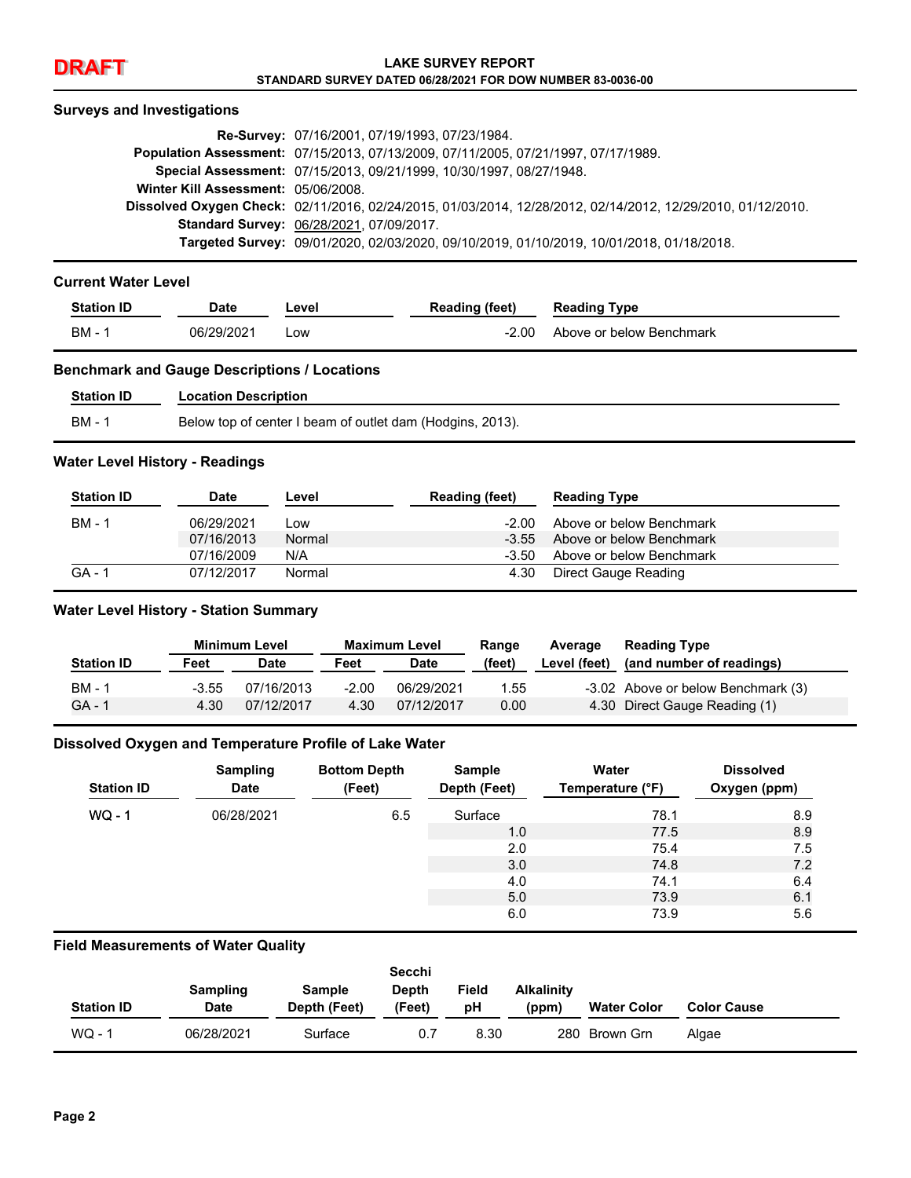**DRAFT**

# LAKE SURVEY REPORT
## STANDARD SURVEY DATED 06/28/2021 FOR DOW NUMBER 83-0036-00

### Surveys and Investigations

**Re-Survey:** 07/16/2001, 07/19/1993, 07/23/1984.
**Population Assessment:** 07/15/2013, 07/13/2009, 07/11/2005, 07/21/1997, 07/17/1989.
**Special Assessment:** 07/15/2013, 09/21/1999, 10/30/1997, 08/27/1948.
**Winter Kill Assessment:** 05/06/2008.
**Dissolved Oxygen Check:** 02/11/2016, 02/24/2015, 01/03/2014, 12/28/2012, 02/14/2012, 12/29/2010, 01/12/2010.
**Standard Survey:** 06/28/2021, 07/09/2017.
**Targeted Survey:** 09/01/2020, 02/03/2020, 09/10/2019, 01/10/2019, 10/01/2018, 01/18/2018.

### Current Water Level

| Station ID | Date | Level | Reading (feet) | Reading Type |
|---|---|---|---|---|
| BM - 1 | 06/29/2021 | Low | -2.00 | Above or below Benchmark |

### Benchmark and Gauge Descriptions / Locations

| Station ID | Location Description |
|---|---|
| BM - 1 | Below top of center I beam of outlet dam (Hodgins, 2013). |

### Water Level History - Readings

| Station ID | Date | Level | Reading (feet) | Reading Type |
|---|---|---|---|---|
| BM - 1 | 06/29/2021 | Low | -2.00 | Above or below Benchmark |
| | 07/16/2013 | Normal | -3.55 | Above or below Benchmark |
| | 07/16/2009 | N/A | -3.50 | Above or below Benchmark |
| GA - 1 | 07/12/2017 | Normal | 4.30 | Direct Gauge Reading |

### Water Level History - Station Summary

| | Minimum Level | | Maximum Level | | Range | Average | Reading Type |
|---|---|---|---|---|---|---|---|
| Station ID | Feet | Date | Feet | Date | (feet) | Level (feet) | (and number of readings) |
| BM - 1 | -3.55 | 07/16/2013 | -2.00 | 06/29/2021 | 1.55 | -3.02 | Above or below Benchmark (3) |
| GA - 1 | 4.30 | 07/12/2017 | 4.30 | 07/12/2017 | 0.00 | 4.30 | Direct Gauge Reading (1) |

### Dissolved Oxygen and Temperature Profile of Lake Water

| Station ID | Sampling Date | Bottom Depth (Feet) | Sample Depth (Feet) | Water Temperature (°F) | Dissolved Oxygen (ppm) |
|---|---|---|---|---|---|
| WQ - 1 | 06/28/2021 | 6.5 | Surface | 78.1 | 8.9 |
| | | | 1.0 | 77.5 | 8.9 |
| | | | 2.0 | 75.4 | 7.5 |
| | | | 3.0 | 74.8 | 7.2 |
| | | | 4.0 | 74.1 | 6.4 |
| | | | 5.0 | 73.9 | 6.1 |
| | | | 6.0 | 73.9 | 5.6 |

### Field Measurements of Water Quality

| Station ID | Sampling Date | Sample Depth (Feet) | Secchi Depth (Feet) | Field pH | Alkalinity (ppm) | Water Color | Color Cause |
|---|---|---|---|---|---|---|---|
| WQ - 1 | 06/28/2021 | Surface | 0.7 | 8.30 | 280 | Brown Grn | Algae |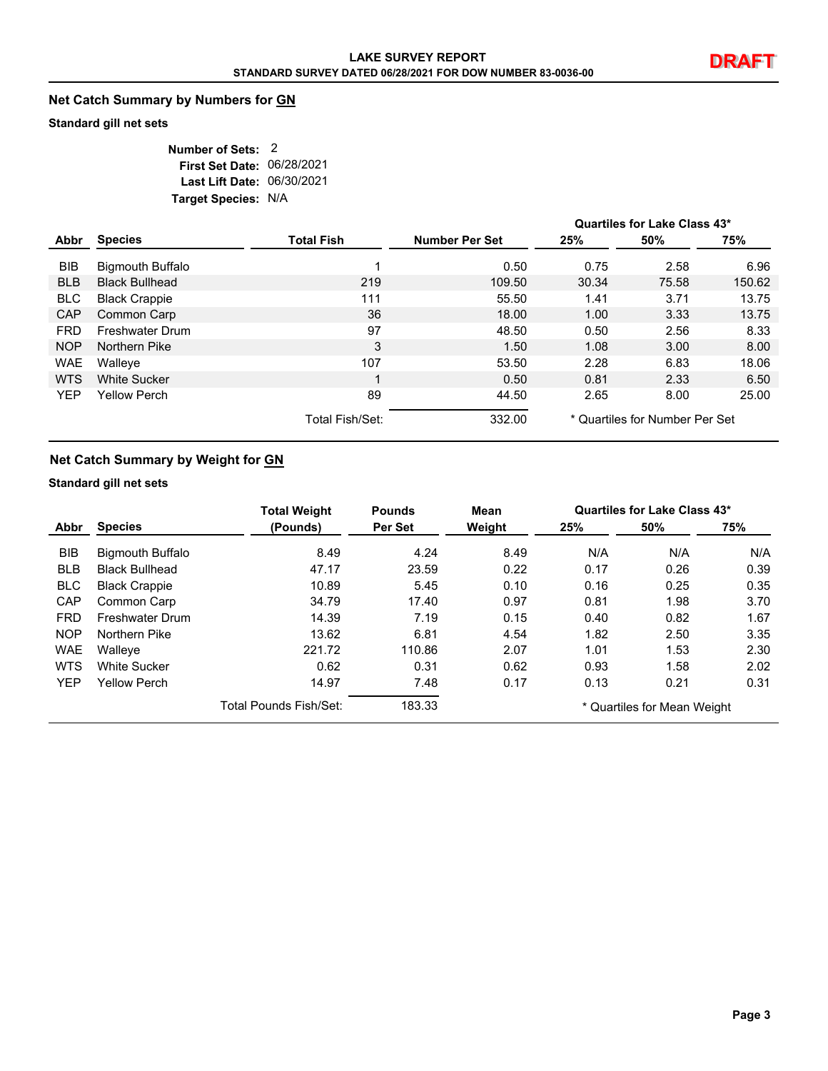LAKE SURVEY REPORT
STANDARD SURVEY DATED 06/28/2021 FOR DOW NUMBER 83-0036-00

DRAFT

## Net Catch Summary by Numbers for GN

**Standard gill net sets**

**Number of Sets:** 2
**First Set Date:** 06/28/2021
**Last Lift Date:** 06/30/2021
**Target Species:** N/A

| Abbr | Species | Total Fish | Number Per Set | Quartiles for Lake Class 43* 25% | 50% | 75% |
|---|---|---|---|---|---|---|
| BIB | Bigmouth Buffalo | 1 | 0.50 | 0.75 | 2.58 | 6.96 |
| BLB | Black Bullhead | 219 | 109.50 | 30.34 | 75.58 | 150.62 |
| BLC | Black Crappie | 111 | 55.50 | 1.41 | 3.71 | 13.75 |
| CAP | Common Carp | 36 | 18.00 | 1.00 | 3.33 | 13.75 |
| FRD | Freshwater Drum | 97 | 48.50 | 0.50 | 2.56 | 8.33 |
| NOP | Northern Pike | 3 | 1.50 | 1.08 | 3.00 | 8.00 |
| WAE | Walleye | 107 | 53.50 | 2.28 | 6.83 | 18.06 |
| WTS | White Sucker | 1 | 0.50 | 0.81 | 2.33 | 6.50 |
| YEP | Yellow Perch | 89 | 44.50 | 2.65 | 8.00 | 25.00 |
| | | Total Fish/Set: | 332.00 | | | |

\* Quartiles for Number Per Set

## Net Catch Summary by Weight for GN

**Standard gill net sets**

| Abbr | Species | Total Weight (Pounds) | Pounds Per Set | Mean Weight | Quartiles for Lake Class 43* 25% | 50% | 75% |
|---|---|---|---|---|---|---|---|
| BIB | Bigmouth Buffalo | 8.49 | 4.24 | 8.49 | N/A | N/A | N/A |
| BLB | Black Bullhead | 47.17 | 23.59 | 0.22 | 0.17 | 0.26 | 0.39 |
| BLC | Black Crappie | 10.89 | 5.45 | 0.10 | 0.16 | 0.25 | 0.35 |
| CAP | Common Carp | 34.79 | 17.40 | 0.97 | 0.81 | 1.98 | 3.70 |
| FRD | Freshwater Drum | 14.39 | 7.19 | 0.15 | 0.40 | 0.82 | 1.67 |
| NOP | Northern Pike | 13.62 | 6.81 | 4.54 | 1.82 | 2.50 | 3.35 |
| WAE | Walleye | 221.72 | 110.86 | 2.07 | 1.01 | 1.53 | 2.30 |
| WTS | White Sucker | 0.62 | 0.31 | 0.62 | 0.93 | 1.58 | 2.02 |
| YEP | Yellow Perch | 14.97 | 7.48 | 0.17 | 0.13 | 0.21 | 0.31 |
| | | Total Pounds Fish/Set: | 183.33 | | | | |

\* Quartiles for Mean Weight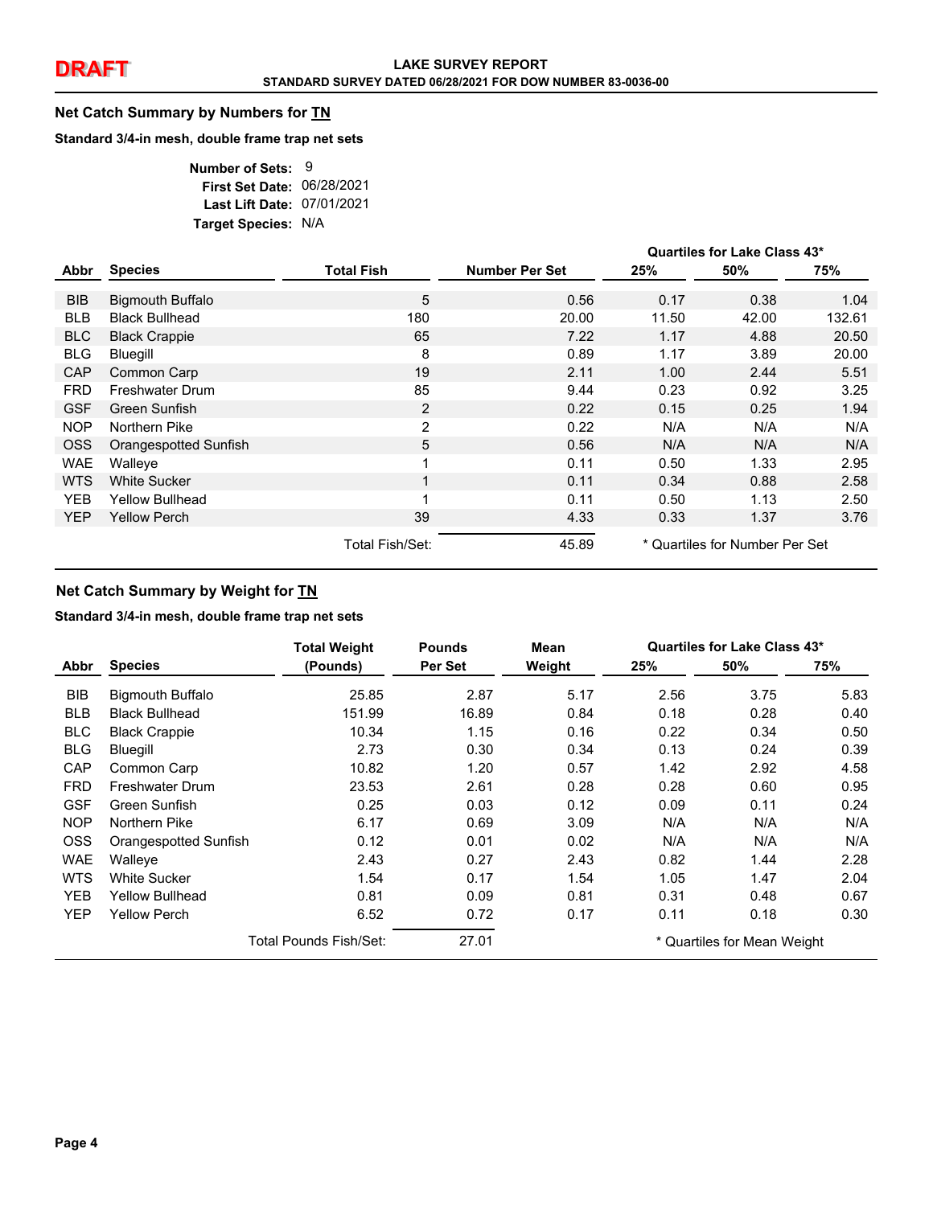DRAFT

**LAKE SURVEY REPORT**
**STANDARD SURVEY DATED 06/28/2021 FOR DOW NUMBER 83-0036-00**

## Net Catch Summary by Numbers for TN

**Standard 3/4-in mesh, double frame trap net sets**

**Number of Sets:** 9
**First Set Date:** 06/28/2021
**Last Lift Date:** 07/01/2021
**Target Species:** N/A

| Abbr | Species | Total Fish | Number Per Set | Quartiles for Lake Class 43* 25% | 50% | 75% |
|---|---|---|---|---|---|---|
| BIB | Bigmouth Buffalo | 5 | 0.56 | 0.17 | 0.38 | 1.04 |
| BLB | Black Bullhead | 180 | 20.00 | 11.50 | 42.00 | 132.61 |
| BLC | Black Crappie | 65 | 7.22 | 1.17 | 4.88 | 20.50 |
| BLG | Bluegill | 8 | 0.89 | 1.17 | 3.89 | 20.00 |
| CAP | Common Carp | 19 | 2.11 | 1.00 | 2.44 | 5.51 |
| FRD | Freshwater Drum | 85 | 9.44 | 0.23 | 0.92 | 3.25 |
| GSF | Green Sunfish | 2 | 0.22 | 0.15 | 0.25 | 1.94 |
| NOP | Northern Pike | 2 | 0.22 | N/A | N/A | N/A |
| OSS | Orangespotted Sunfish | 5 | 0.56 | N/A | N/A | N/A |
| WAE | Walleye | 1 | 0.11 | 0.50 | 1.33 | 2.95 |
| WTS | White Sucker | 1 | 0.11 | 0.34 | 0.88 | 2.58 |
| YEB | Yellow Bullhead | 1 | 0.11 | 0.50 | 1.13 | 2.50 |
| YEP | Yellow Perch | 39 | 4.33 | 0.33 | 1.37 | 3.76 |
| | | Total Fish/Set: | 45.89 | | | |

\* Quartiles for Number Per Set

## Net Catch Summary by Weight for TN

**Standard 3/4-in mesh, double frame trap net sets**

| Abbr | Species | Total Weight (Pounds) | Pounds Per Set | Mean Weight | Quartiles for Lake Class 43* 25% | 50% | 75% |
|---|---|---|---|---|---|---|---|
| BIB | Bigmouth Buffalo | 25.85 | 2.87 | 5.17 | 2.56 | 3.75 | 5.83 |
| BLB | Black Bullhead | 151.99 | 16.89 | 0.84 | 0.18 | 0.28 | 0.40 |
| BLC | Black Crappie | 10.34 | 1.15 | 0.16 | 0.22 | 0.34 | 0.50 |
| BLG | Bluegill | 2.73 | 0.30 | 0.34 | 0.13 | 0.24 | 0.39 |
| CAP | Common Carp | 10.82 | 1.20 | 0.57 | 1.42 | 2.92 | 4.58 |
| FRD | Freshwater Drum | 23.53 | 2.61 | 0.28 | 0.28 | 0.60 | 0.95 |
| GSF | Green Sunfish | 0.25 | 0.03 | 0.12 | 0.09 | 0.11 | 0.24 |
| NOP | Northern Pike | 6.17 | 0.69 | 3.09 | N/A | N/A | N/A |
| OSS | Orangespotted Sunfish | 0.12 | 0.01 | 0.02 | N/A | N/A | N/A |
| WAE | Walleye | 2.43 | 0.27 | 2.43 | 0.82 | 1.44 | 2.28 |
| WTS | White Sucker | 1.54 | 0.17 | 1.54 | 1.05 | 1.47 | 2.04 |
| YEB | Yellow Bullhead | 0.81 | 0.09 | 0.81 | 0.31 | 0.48 | 0.67 |
| YEP | Yellow Perch | 6.52 | 0.72 | 0.17 | 0.11 | 0.18 | 0.30 |
| | | Total Pounds Fish/Set: | 27.01 | | | | |

\* Quartiles for Mean Weight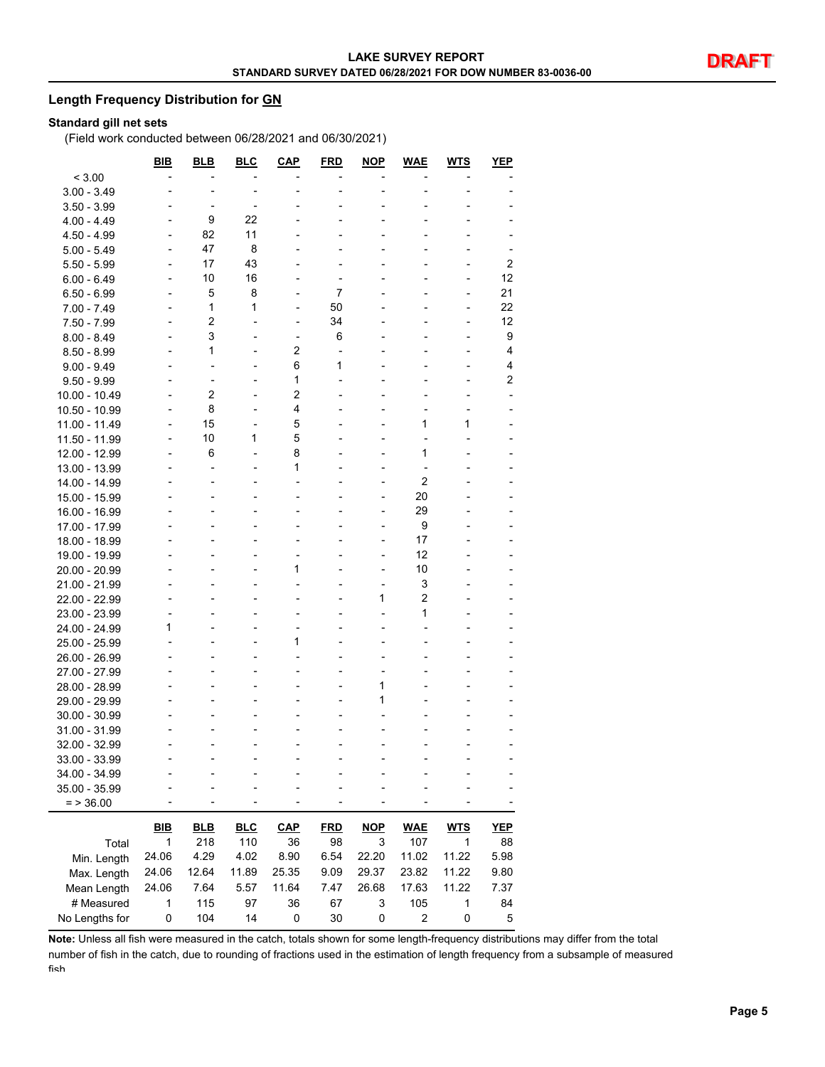## Length Frequency Distribution for GN

### Standard gill net sets

(Field work conducted between 06/28/2021 and 06/30/2021)

| | BIB | BLB | BLC | CAP | FRD | NOP | WAE | WTS | YEP |
|---|---|---|---|---|---|---|---|---|---|
| < 3.00 | - | - | - | - | - | - | - | - | - |
| 3.00 - 3.49 | - | - | - | - | - | - | - | - | - |
| 3.50 - 3.99 | - | - | - | - | - | - | - | - | - |
| 4.00 - 4.49 | - | 9 | 22 | - | - | - | - | - | - |
| 4.50 - 4.99 | - | 82 | 11 | - | - | - | - | - | - |
| 5.00 - 5.49 | - | 47 | 8 | - | - | - | - | - | - |
| 5.50 - 5.99 | - | 17 | 43 | - | - | - | - | - | 2 |
| 6.00 - 6.49 | - | 10 | 16 | - | - | - | - | - | 12 |
| 6.50 - 6.99 | - | 5 | 8 | - | 7 | - | - | - | 21 |
| 7.00 - 7.49 | - | 1 | 1 | - | 50 | - | - | - | 22 |
| 7.50 - 7.99 | - | 2 | - | - | 34 | - | - | - | 12 |
| 8.00 - 8.49 | - | 3 | - | - | 6 | - | - | - | 9 |
| 8.50 - 8.99 | - | 1 | - | 2 | - | - | - | - | 4 |
| 9.00 - 9.49 | - | - | - | 6 | 1 | - | - | - | 4 |
| 9.50 - 9.99 | - | - | - | 1 | - | - | - | - | 2 |
| 10.00 - 10.49 | - | 2 | - | 2 | - | - | - | - | - |
| 10.50 - 10.99 | - | 8 | - | 4 | - | - | - | - | - |
| 11.00 - 11.49 | - | 15 | - | 5 | - | - | 1 | 1 | - |
| 11.50 - 11.99 | - | 10 | 1 | 5 | - | - | - | - | - |
| 12.00 - 12.99 | - | 6 | - | 8 | - | - | 1 | - | - |
| 13.00 - 13.99 | - | - | - | 1 | - | - | - | - | - |
| 14.00 - 14.99 | - | - | - | - | - | - | 2 | - | - |
| 15.00 - 15.99 | - | - | - | - | - | - | 20 | - | - |
| 16.00 - 16.99 | - | - | - | - | - | - | 29 | - | - |
| 17.00 - 17.99 | - | - | - | - | - | - | 9 | - | - |
| 18.00 - 18.99 | - | - | - | - | - | - | 17 | - | - |
| 19.00 - 19.99 | - | - | - | - | - | - | 12 | - | - |
| 20.00 - 20.99 | - | - | - | 1 | - | - | 10 | - | - |
| 21.00 - 21.99 | - | - | - | - | - | - | 3 | - | - |
| 22.00 - 22.99 | - | - | - | - | - | 1 | 2 | - | - |
| 23.00 - 23.99 | - | - | - | - | - | - | 1 | - | - |
| 24.00 - 24.99 | 1 | - | - | - | - | - | - | - | - |
| 25.00 - 25.99 | - | - | - | 1 | - | - | - | - | - |
| 26.00 - 26.99 | - | - | - | - | - | - | - | - | - |
| 27.00 - 27.99 | - | - | - | - | - | - | - | - | - |
| 28.00 - 28.99 | - | - | - | - | - | 1 | - | - | - |
| 29.00 - 29.99 | - | - | - | - | - | 1 | - | - | - |
| 30.00 - 30.99 | - | - | - | - | - | - | - | - | - |
| 31.00 - 31.99 | - | - | - | - | - | - | - | - | - |
| 32.00 - 32.99 | - | - | - | - | - | - | - | - | - |
| 33.00 - 33.99 | - | - | - | - | - | - | - | - | - |
| 34.00 - 34.99 | - | - | - | - | - | - | - | - | - |
| 35.00 - 35.99 | - | - | - | - | - | - | - | - | - |
| = > 36.00 | - | - | - | - | - | - | - | - | - |

| | BIB | BLB | BLC | CAP | FRD | NOP | WAE | WTS | YEP |
|---|---|---|---|---|---|---|---|---|---|
| Total | 1 | 218 | 110 | 36 | 98 | 3 | 107 | 1 | 88 |
| Min. Length | 24.06 | 4.29 | 4.02 | 8.90 | 6.54 | 22.20 | 11.02 | 11.22 | 5.98 |
| Max. Length | 24.06 | 12.64 | 11.89 | 25.35 | 9.09 | 29.37 | 23.82 | 11.22 | 9.80 |
| Mean Length | 24.06 | 7.64 | 5.57 | 11.64 | 7.47 | 26.68 | 17.63 | 11.22 | 7.37 |
| # Measured | 1 | 115 | 97 | 36 | 67 | 3 | 105 | 1 | 84 |
| No Lengths for | 0 | 104 | 14 | 0 | 30 | 0 | 2 | 0 | 5 |

**Note:** Unless all fish were measured in the catch, totals shown for some length-frequency distributions may differ from the total number of fish in the catch, due to rounding of fractions used in the estimation of length frequency from a subsample of measured fish.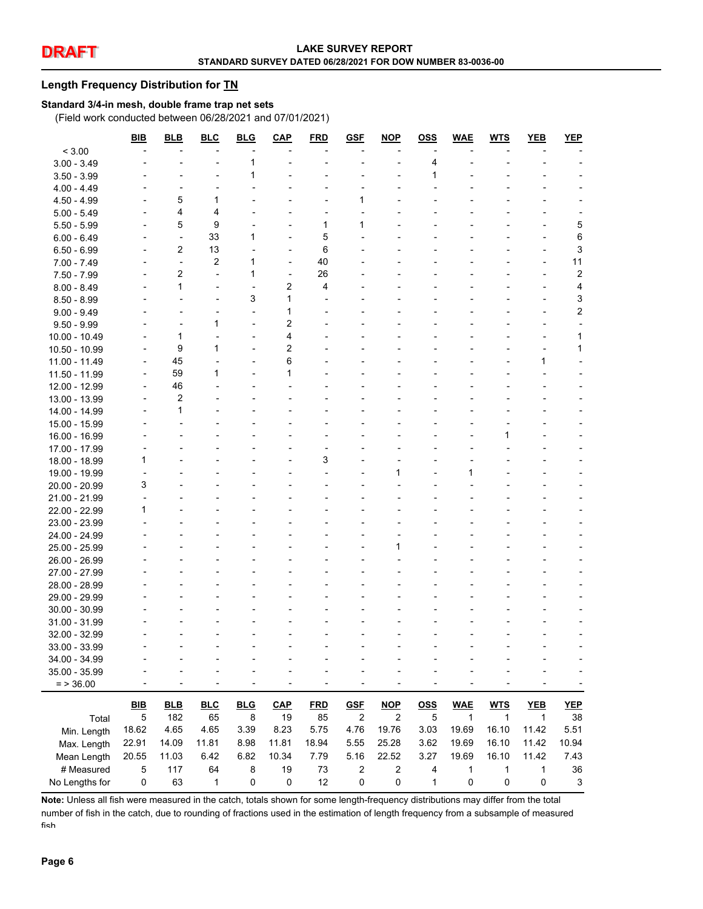DRAFT

**LAKE SURVEY REPORT**
**STANDARD SURVEY DATED 06/28/2021 FOR DOW NUMBER 83-0036-00**

## Length Frequency Distribution for TN

### Standard 3/4-in mesh, double frame trap net sets

(Field work conducted between 06/28/2021 and 07/01/2021)

| | BIB | BLB | BLC | BLG | CAP | FRD | GSF | NOP | OSS | WAE | WTS | YEB | YEP |
|---|---|---|---|---|---|---|---|---|---|---|---|---|---|
| < 3.00 | - | - | - | - | - | - | - | - | - | - | - | - | - |
| 3.00 - 3.49 | - | - | - | 1 | - | - | - | - | 4 | - | - | - | - |
| 3.50 - 3.99 | - | - | - | 1 | - | - | - | - | 1 | - | - | - | - |
| 4.00 - 4.49 | - | - | - | - | - | - | - | - | - | - | - | - | - |
| 4.50 - 4.99 | - | 5 | 1 | - | - | - | 1 | - | - | - | - | - | - |
| 5.00 - 5.49 | - | 4 | 4 | - | - | - | - | - | - | - | - | - | - |
| 5.50 - 5.99 | - | 5 | 9 | - | - | 1 | 1 | - | - | - | - | - | 5 |
| 6.00 - 6.49 | - | - | 33 | 1 | - | 5 | - | - | - | - | - | - | 6 |
| 6.50 - 6.99 | - | 2 | 13 | - | - | 6 | - | - | - | - | - | - | 3 |
| 7.00 - 7.49 | - | - | 2 | 1 | - | 40 | - | - | - | - | - | - | 11 |
| 7.50 - 7.99 | - | 2 | - | 1 | - | 26 | - | - | - | - | - | - | 2 |
| 8.00 - 8.49 | - | 1 | - | - | 2 | 4 | - | - | - | - | - | - | 4 |
| 8.50 - 8.99 | - | - | - | 3 | 1 | - | - | - | - | - | - | - | 3 |
| 9.00 - 9.49 | - | - | - | - | 1 | - | - | - | - | - | - | - | 2 |
| 9.50 - 9.99 | - | - | 1 | - | 2 | - | - | - | - | - | - | - | - |
| 10.00 - 10.49 | - | 1 | - | - | 4 | - | - | - | - | - | - | - | 1 |
| 10.50 - 10.99 | - | 9 | 1 | - | 2 | - | - | - | - | - | - | - | 1 |
| 11.00 - 11.49 | - | 45 | - | - | 6 | - | - | - | - | - | - | 1 | - |
| 11.50 - 11.99 | - | 59 | 1 | - | 1 | - | - | - | - | - | - | - | - |
| 12.00 - 12.99 | - | 46 | - | - | - | - | - | - | - | - | - | - | - |
| 13.00 - 13.99 | - | 2 | - | - | - | - | - | - | - | - | - | - | - |
| 14.00 - 14.99 | - | 1 | - | - | - | - | - | - | - | - | - | - | - |
| 15.00 - 15.99 | - | - | - | - | - | - | - | - | - | - | - | - | - |
| 16.00 - 16.99 | - | - | - | - | - | - | - | - | - | - | 1 | - | - |
| 17.00 - 17.99 | - | - | - | - | - | - | - | - | - | - | - | - | - |
| 18.00 - 18.99 | 1 | - | - | - | - | 3 | - | - | - | - | - | - | - |
| 19.00 - 19.99 | - | - | - | - | - | - | - | 1 | - | 1 | - | - | - |
| 20.00 - 20.99 | 3 | - | - | - | - | - | - | - | - | - | - | - | - |
| 21.00 - 21.99 | - | - | - | - | - | - | - | - | - | - | - | - | - |
| 22.00 - 22.99 | 1 | - | - | - | - | - | - | - | - | - | - | - | - |
| 23.00 - 23.99 | - | - | - | - | - | - | - | - | - | - | - | - | - |
| 24.00 - 24.99 | - | - | - | - | - | - | - | - | - | - | - | - | - |
| 25.00 - 25.99 | - | - | - | - | - | - | - | 1 | - | - | - | - | - |
| 26.00 - 26.99 | - | - | - | - | - | - | - | - | - | - | - | - | - |
| 27.00 - 27.99 | - | - | - | - | - | - | - | - | - | - | - | - | - |
| 28.00 - 28.99 | - | - | - | - | - | - | - | - | - | - | - | - | - |
| 29.00 - 29.99 | - | - | - | - | - | - | - | - | - | - | - | - | - |
| 30.00 - 30.99 | - | - | - | - | - | - | - | - | - | - | - | - | - |
| 31.00 - 31.99 | - | - | - | - | - | - | - | - | - | - | - | - | - |
| 32.00 - 32.99 | - | - | - | - | - | - | - | - | - | - | - | - | - |
| 33.00 - 33.99 | - | - | - | - | - | - | - | - | - | - | - | - | - |
| 34.00 - 34.99 | - | - | - | - | - | - | - | - | - | - | - | - | - |
| 35.00 - 35.99 | - | - | - | - | - | - | - | - | - | - | - | - | - |
| = > 36.00 | - | - | - | - | - | - | - | - | - | - | - | - | - |

| | BIB | BLB | BLC | BLG | CAP | FRD | GSF | NOP | OSS | WAE | WTS | YEB | YEP |
|---|---|---|---|---|---|---|---|---|---|---|---|---|---|
| Total | 5 | 182 | 65 | 8 | 19 | 85 | 2 | 2 | 5 | 1 | 1 | 1 | 38 |
| Min. Length | 18.62 | 4.65 | 4.65 | 3.39 | 8.23 | 5.75 | 4.76 | 19.76 | 3.03 | 19.69 | 16.10 | 11.42 | 5.51 |
| Max. Length | 22.91 | 14.09 | 11.81 | 8.98 | 11.81 | 18.94 | 5.55 | 25.28 | 3.62 | 19.69 | 16.10 | 11.42 | 10.94 |
| Mean Length | 20.55 | 11.03 | 6.42 | 6.82 | 10.34 | 7.79 | 5.16 | 22.52 | 3.27 | 19.69 | 16.10 | 11.42 | 7.43 |
| # Measured | 5 | 117 | 64 | 8 | 19 | 73 | 2 | 2 | 4 | 1 | 1 | 1 | 36 |
| No Lengths for | 0 | 63 | 1 | 0 | 0 | 12 | 0 | 0 | 1 | 0 | 0 | 0 | 3 |

**Note:** Unless all fish were measured in the catch, totals shown for some length-frequency distributions may differ from the total number of fish in the catch, due to rounding of fractions used in the estimation of length frequency from a subsample of measured fish.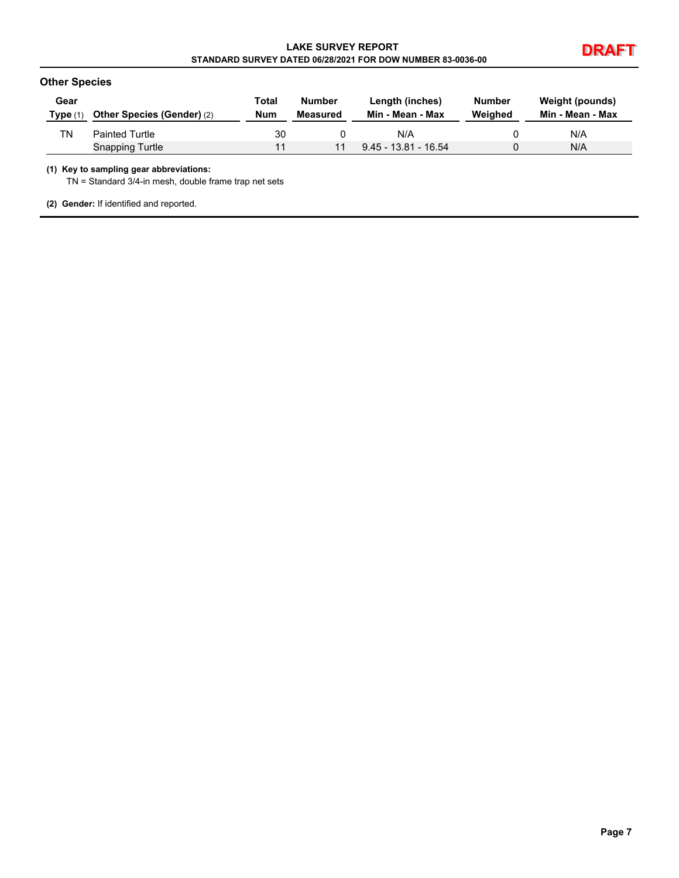## Other Species

| Gear Type (1) | Other Species (Gender) (2) | Total Num | Number Measured | Length (inches) Min - Mean - Max | Number Weighed | Weight (pounds) Min - Mean - Max |
|---|---|---|---|---|---|---|
| TN | Painted Turtle | 30 | 0 | N/A | 0 | N/A |
| | Snapping Turtle | 11 | 11 | 9.45 - 13.81 - 16.54 | 0 | N/A |

**(1) Key to sampling gear abbreviations:**
TN = Standard 3/4-in mesh, double frame trap net sets

**(2) Gender:** If identified and reported.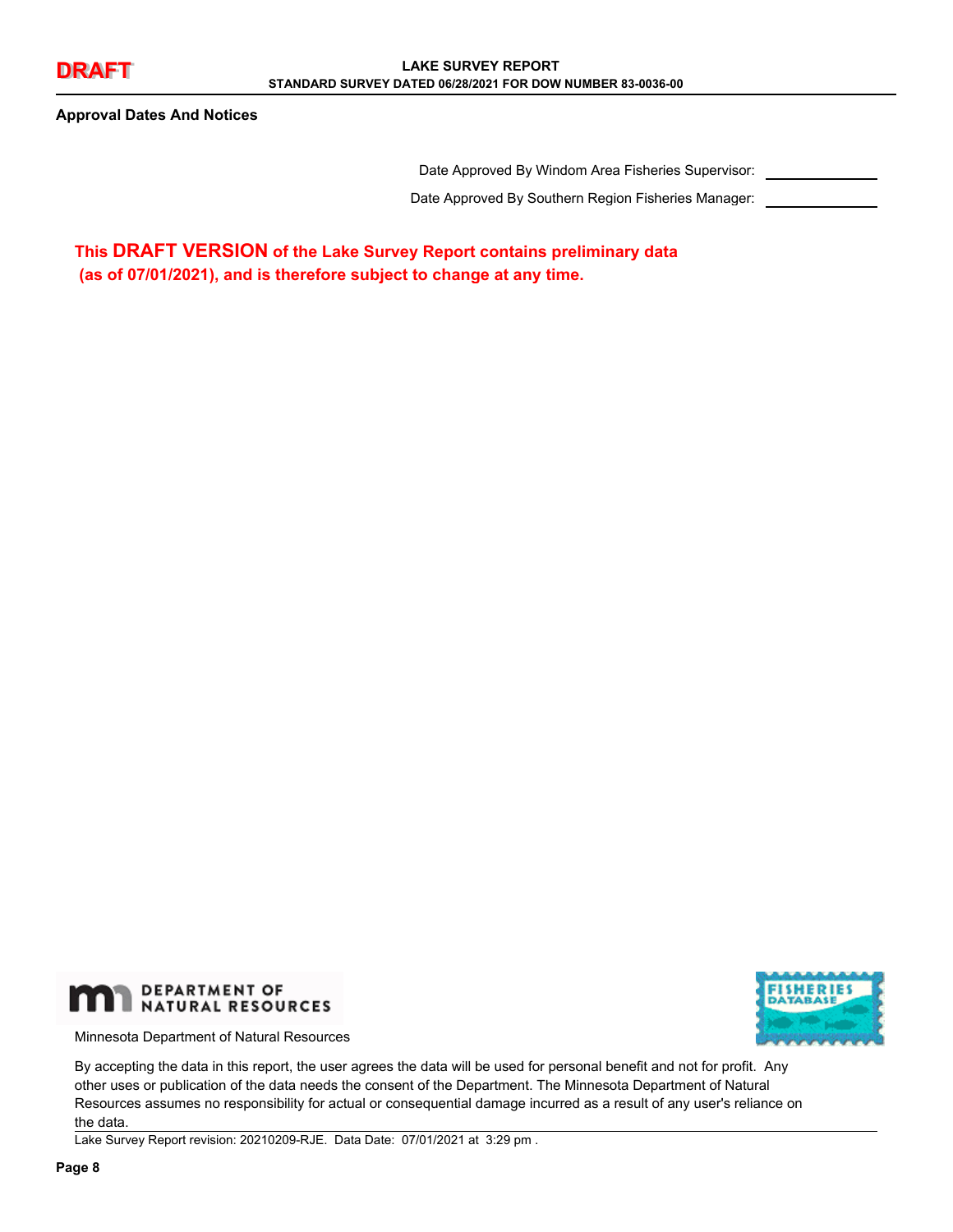## Approval Dates And Notices

Date Approved By Windom Area Fisheries Supervisor: ____________

Date Approved By Southern Region Fisheries Manager: ____________

**This DRAFT VERSION of the Lake Survey Report contains preliminary data (as of 07/01/2021), and is therefore subject to change at any time.**

Minnesota Department of Natural Resources

By accepting the data in this report, the user agrees the data will be used for personal benefit and not for profit. Any other uses or publication of the data needs the consent of the Department. The Minnesota Department of Natural Resources assumes no responsibility for actual or consequential damage incurred as a result of any user's reliance on the data.

Lake Survey Report revision: 20210209-RJE. Data Date: 07/01/2021 at 3:29 pm .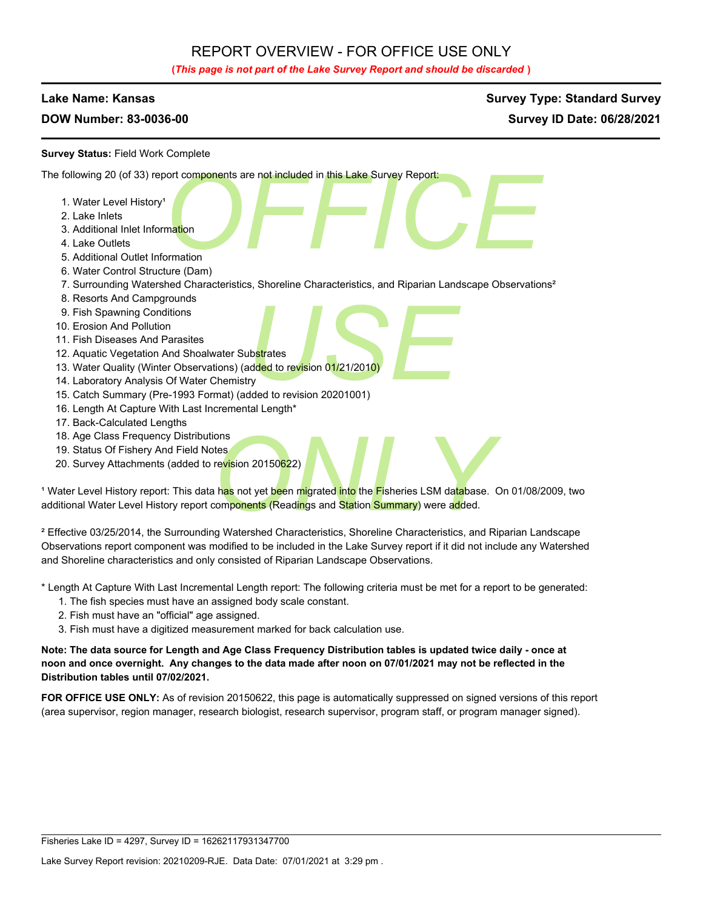# REPORT OVERVIEW - FOR OFFICE USE ONLY

**(*This page is not part of the Lake Survey Report and should be discarded* )**

**Lake Name: Kansas** | **Survey Type: Standard Survey**

**DOW Number: 83-0036-00** | **Survey ID Date: 06/28/2021**

**Survey Status:** Field Work Complete

The following 20 (of 33) report components are not included in this Lake Survey Report:

1. Water Level History[1]
2. Lake Inlets
3. Additional Inlet Information
4. Lake Outlets
5. Additional Outlet Information
6. Water Control Structure (Dam)
7. Surrounding Watershed Characteristics, Shoreline Characteristics, and Riparian Landscape Observations[2]
8. Resorts And Campgrounds
9. Fish Spawning Conditions
10. Erosion And Pollution
11. Fish Diseases And Parasites
12. Aquatic Vegetation And Shoalwater Substrates
13. Water Quality (Winter Observations) (added to revision 01/21/2010)
14. Laboratory Analysis Of Water Chemistry
15. Catch Summary (Pre-1993 Format) (added to revision 20201001)
16. Length At Capture With Last Incremental Length*
17. Back-Calculated Lengths
18. Age Class Frequency Distributions
19. Status Of Fishery And Field Notes
20. Survey Attachments (added to revision 20150622)

[1] Water Level History report: This data has not yet been migrated into the Fisheries LSM database. On 01/08/2009, two additional Water Level History report components (Readings and Station Summary) were added.

[2] Effective 03/25/2014, the Surrounding Watershed Characteristics, Shoreline Characteristics, and Riparian Landscape Observations report component was modified to be included in the Lake Survey report if it did not include any Watershed and Shoreline characteristics and only consisted of Riparian Landscape Observations.

* Length At Capture With Last Incremental Length report: The following criteria must be met for a report to be generated:
   1. The fish species must have an assigned body scale constant.
   2. Fish must have an "official" age assigned.
   3. Fish must have a digitized measurement marked for back calculation use.

**Note: The data source for Length and Age Class Frequency Distribution tables is updated twice daily - once at noon and once overnight. Any changes to the data made after noon on 07/01/2021 may not be reflected in the Distribution tables until 07/02/2021.**

**FOR OFFICE USE ONLY:** As of revision 20150622, this page is automatically suppressed on signed versions of this report (area supervisor, region manager, research biologist, research supervisor, program staff, or program manager signed).

Fisheries Lake ID = 4297, Survey ID = 16262117931347700

Lake Survey Report revision: 20210209-RJE. Data Date: 07/01/2021 at 3:29 pm .